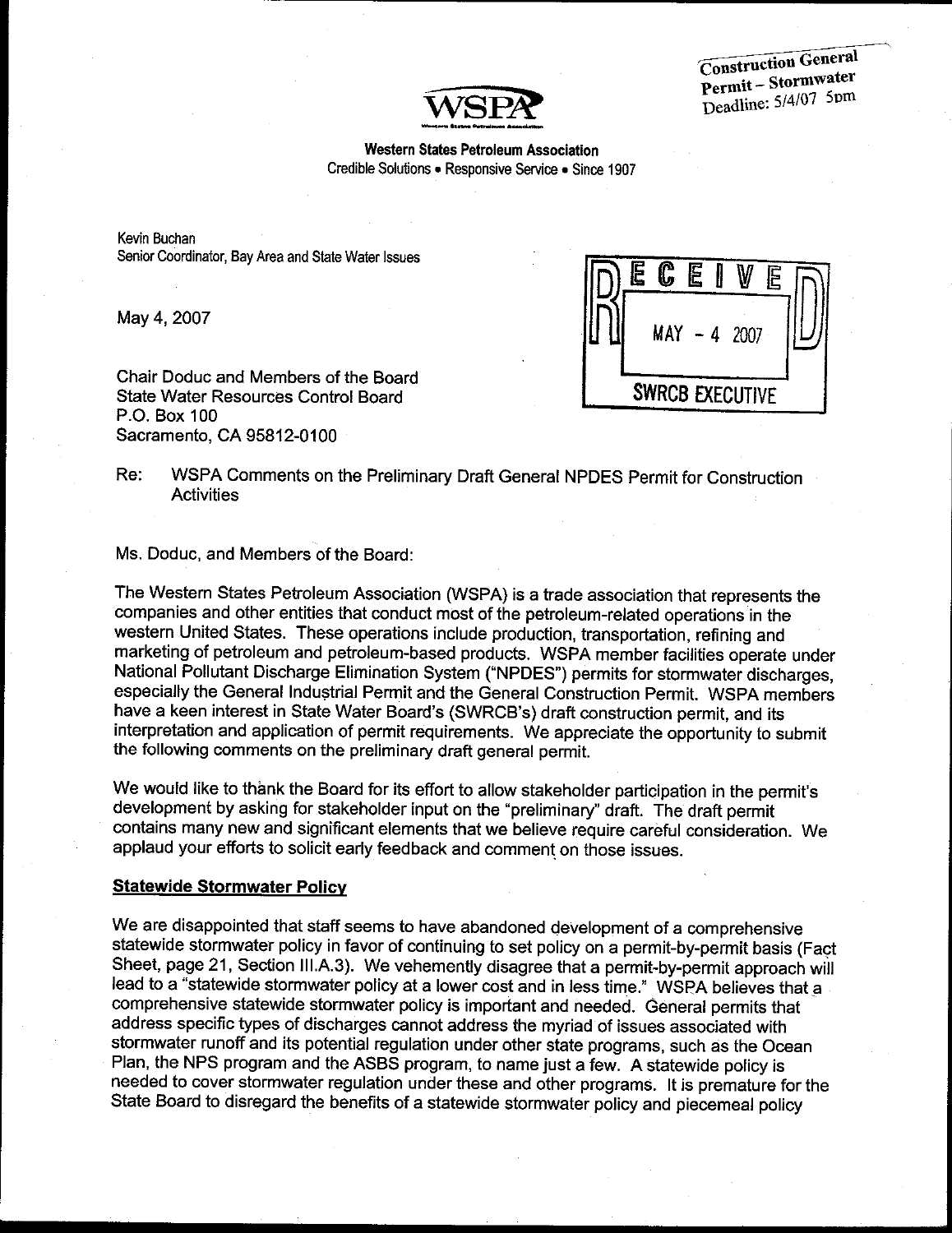Construction General Permit – Stormwater Deadline: 5/4/07 5pm

WSPA

**Western States Petroleum Association**
Credible Solutions • Responsive Service • Since 1907

Kevin Buchan
Senior Coordinator, Bay Area and State Water Issues

May 4, 2007

RECEIVED
MAY - 4 2007
SWRCB EXECUTIVE

Chair Doduc and Members of the Board
State Water Resources Control Board
P.O. Box 100
Sacramento, CA 95812-0100

Re: WSPA Comments on the Preliminary Draft General NPDES Permit for Construction Activities

Ms. Doduc, and Members of the Board:

The Western States Petroleum Association (WSPA) is a trade association that represents the companies and other entities that conduct most of the petroleum-related operations in the western United States. These operations include production, transportation, refining and marketing of petroleum and petroleum-based products. WSPA member facilities operate under National Pollutant Discharge Elimination System ("NPDES") permits for stormwater discharges, especially the General Industrial Permit and the General Construction Permit. WSPA members have a keen interest in State Water Board's (SWRCB's) draft construction permit, and its interpretation and application of permit requirements. We appreciate the opportunity to submit the following comments on the preliminary draft general permit.

We would like to thank the Board for its effort to allow stakeholder participation in the permit's development by asking for stakeholder input on the "preliminary" draft. The draft permit contains many new and significant elements that we believe require careful consideration. We applaud your efforts to solicit early feedback and comment on those issues.

**Statewide Stormwater Policy**

We are disappointed that staff seems to have abandoned development of a comprehensive statewide stormwater policy in favor of continuing to set policy on a permit-by-permit basis (Fact Sheet, page 21, Section III.A.3). We vehemently disagree that a permit-by-permit approach will lead to a "statewide stormwater policy at a lower cost and in less time." WSPA believes that a comprehensive statewide stormwater policy is important and needed. General permits that address specific types of discharges cannot address the myriad of issues associated with stormwater runoff and its potential regulation under other state programs, such as the Ocean Plan, the NPS program and the ASBS program, to name just a few. A statewide policy is needed to cover stormwater regulation under these and other programs. It is premature for the State Board to disregard the benefits of a statewide stormwater policy and piecemeal policy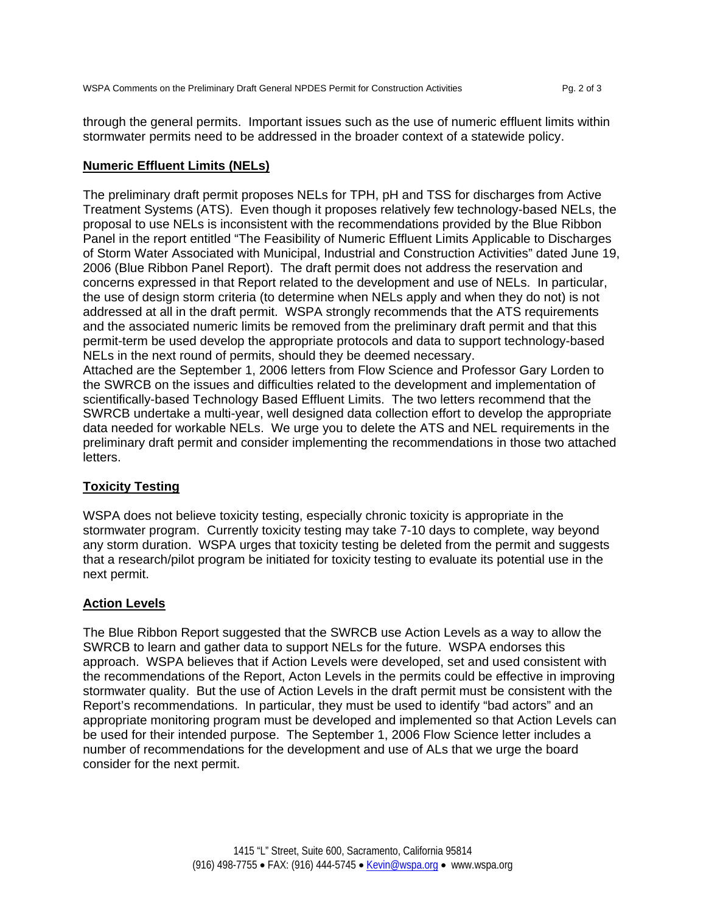through the general permits. Important issues such as the use of numeric effluent limits within stormwater permits need to be addressed in the broader context of a statewide policy.

## Numeric Effluent Limits (NELs)

The preliminary draft permit proposes NELs for TPH, pH and TSS for discharges from Active Treatment Systems (ATS). Even though it proposes relatively few technology-based NELs, the proposal to use NELs is inconsistent with the recommendations provided by the Blue Ribbon Panel in the report entitled "The Feasibility of Numeric Effluent Limits Applicable to Discharges of Storm Water Associated with Municipal, Industrial and Construction Activities" dated June 19, 2006 (Blue Ribbon Panel Report). The draft permit does not address the reservation and concerns expressed in that Report related to the development and use of NELs. In particular, the use of design storm criteria (to determine when NELs apply and when they do not) is not addressed at all in the draft permit. WSPA strongly recommends that the ATS requirements and the associated numeric limits be removed from the preliminary draft permit and that this permit-term be used develop the appropriate protocols and data to support technology-based NELs in the next round of permits, should they be deemed necessary.

Attached are the September 1, 2006 letters from Flow Science and Professor Gary Lorden to the SWRCB on the issues and difficulties related to the development and implementation of scientifically-based Technology Based Effluent Limits. The two letters recommend that the SWRCB undertake a multi-year, well designed data collection effort to develop the appropriate data needed for workable NELs. We urge you to delete the ATS and NEL requirements in the preliminary draft permit and consider implementing the recommendations in those two attached letters.

## Toxicity Testing

WSPA does not believe toxicity testing, especially chronic toxicity is appropriate in the stormwater program. Currently toxicity testing may take 7-10 days to complete, way beyond any storm duration. WSPA urges that toxicity testing be deleted from the permit and suggests that a research/pilot program be initiated for toxicity testing to evaluate its potential use in the next permit.

## Action Levels

The Blue Ribbon Report suggested that the SWRCB use Action Levels as a way to allow the SWRCB to learn and gather data to support NELs for the future. WSPA endorses this approach. WSPA believes that if Action Levels were developed, set and used consistent with the recommendations of the Report, Acton Levels in the permits could be effective in improving stormwater quality. But the use of Action Levels in the draft permit must be consistent with the Report's recommendations. In particular, they must be used to identify "bad actors" and an appropriate monitoring program must be developed and implemented so that Action Levels can be used for their intended purpose. The September 1, 2006 Flow Science letter includes a number of recommendations for the development and use of ALs that we urge the board consider for the next permit.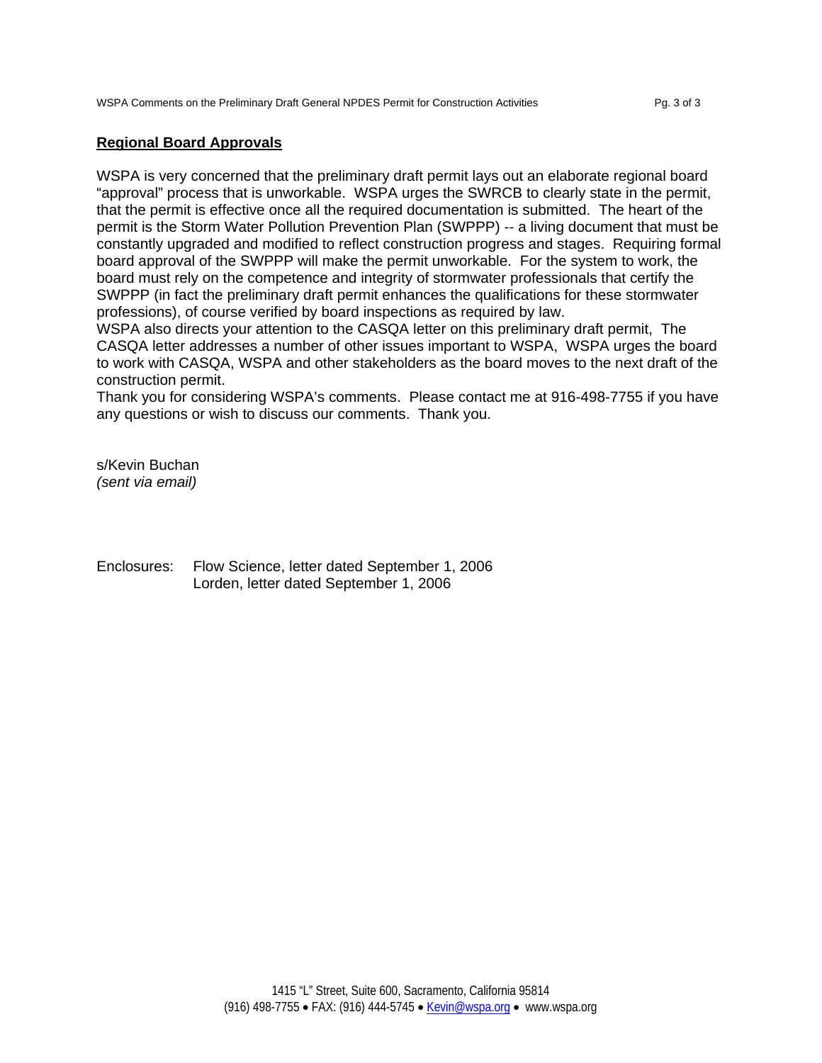**Regional Board Approvals**

WSPA is very concerned that the preliminary draft permit lays out an elaborate regional board "approval" process that is unworkable. WSPA urges the SWRCB to clearly state in the permit, that the permit is effective once all the required documentation is submitted. The heart of the permit is the Storm Water Pollution Prevention Plan (SWPPP) -- a living document that must be constantly upgraded and modified to reflect construction progress and stages. Requiring formal board approval of the SWPPP will make the permit unworkable. For the system to work, the board must rely on the competence and integrity of stormwater professionals that certify the SWPPP (in fact the preliminary draft permit enhances the qualifications for these stormwater professions), of course verified by board inspections as required by law.

WSPA also directs your attention to the CASQA letter on this preliminary draft permit, The CASQA letter addresses a number of other issues important to WSPA, WSPA urges the board to work with CASQA, WSPA and other stakeholders as the board moves to the next draft of the construction permit.

Thank you for considering WSPA's comments. Please contact me at 916-498-7755 if you have any questions or wish to discuss our comments. Thank you.

s/Kevin Buchan
*(sent via email)*

Enclosures: Flow Science, letter dated September 1, 2006
Lorden, letter dated September 1, 2006

1415 "L" Street, Suite 600, Sacramento, California 95814
(916) 498-7755 • FAX: (916) 444-5745 • Kevin@wspa.org • www.wspa.org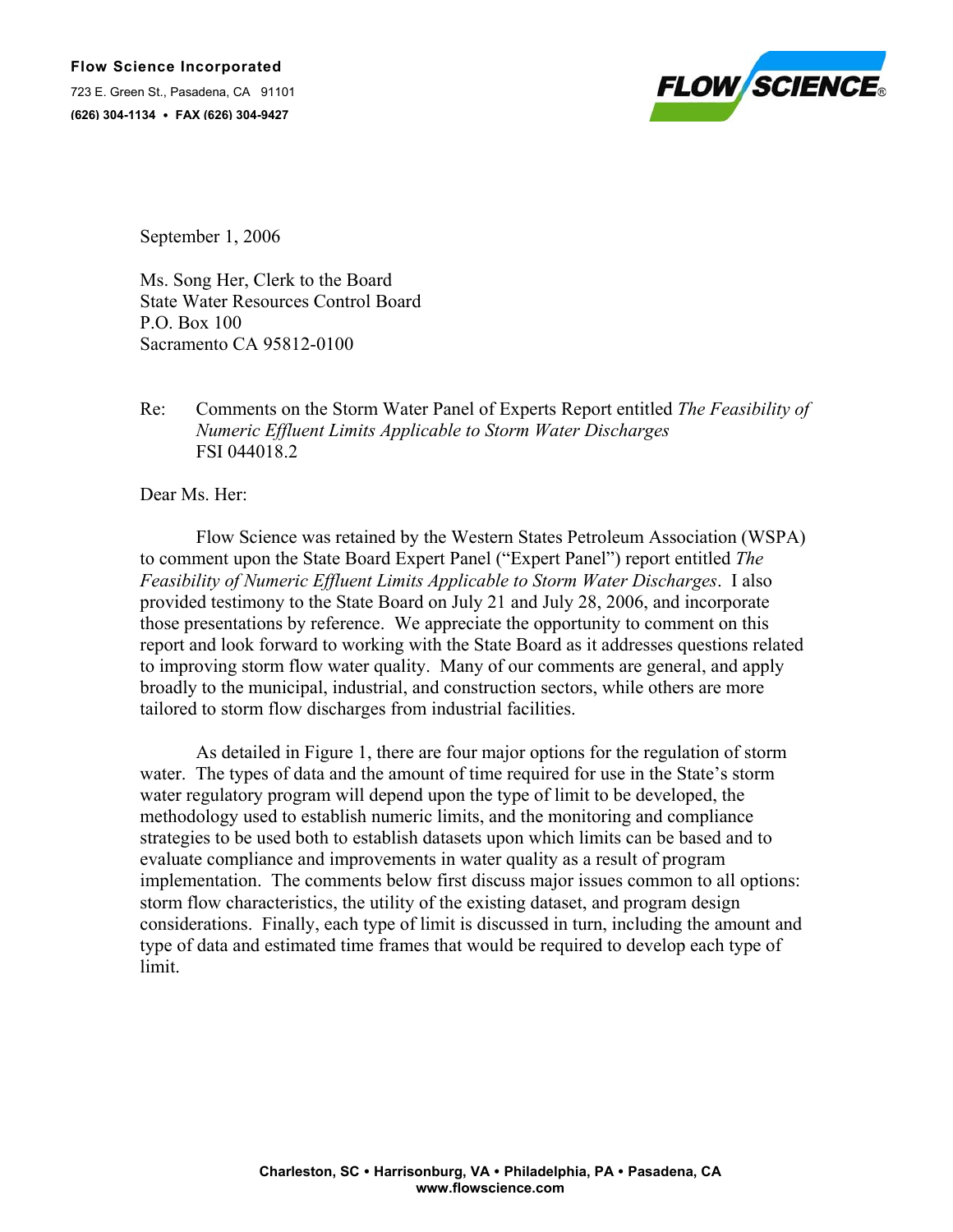**Flow Science Incorporated**

723 E. Green St., Pasadena, CA 91101

**(626) 304-1134 • FAX (626) 304-9427**

September 1, 2006

Ms. Song Her, Clerk to the Board
State Water Resources Control Board
P.O. Box 100
Sacramento CA 95812-0100

Re: Comments on the Storm Water Panel of Experts Report entitled *The Feasibility of Numeric Effluent Limits Applicable to Storm Water Discharges*
FSI 044018.2

Dear Ms. Her:

Flow Science was retained by the Western States Petroleum Association (WSPA) to comment upon the State Board Expert Panel ("Expert Panel") report entitled *The Feasibility of Numeric Effluent Limits Applicable to Storm Water Discharges*. I also provided testimony to the State Board on July 21 and July 28, 2006, and incorporate those presentations by reference. We appreciate the opportunity to comment on this report and look forward to working with the State Board as it addresses questions related to improving storm flow water quality. Many of our comments are general, and apply broadly to the municipal, industrial, and construction sectors, while others are more tailored to storm flow discharges from industrial facilities.

As detailed in Figure 1, there are four major options for the regulation of storm water. The types of data and the amount of time required for use in the State's storm water regulatory program will depend upon the type of limit to be developed, the methodology used to establish numeric limits, and the monitoring and compliance strategies to be used both to establish datasets upon which limits can be based and to evaluate compliance and improvements in water quality as a result of program implementation. The comments below first discuss major issues common to all options: storm flow characteristics, the utility of the existing dataset, and program design considerations. Finally, each type of limit is discussed in turn, including the amount and type of data and estimated time frames that would be required to develop each type of limit.

**Charleston, SC • Harrisonburg, VA • Philadelphia, PA • Pasadena, CA**
**www.flowscience.com**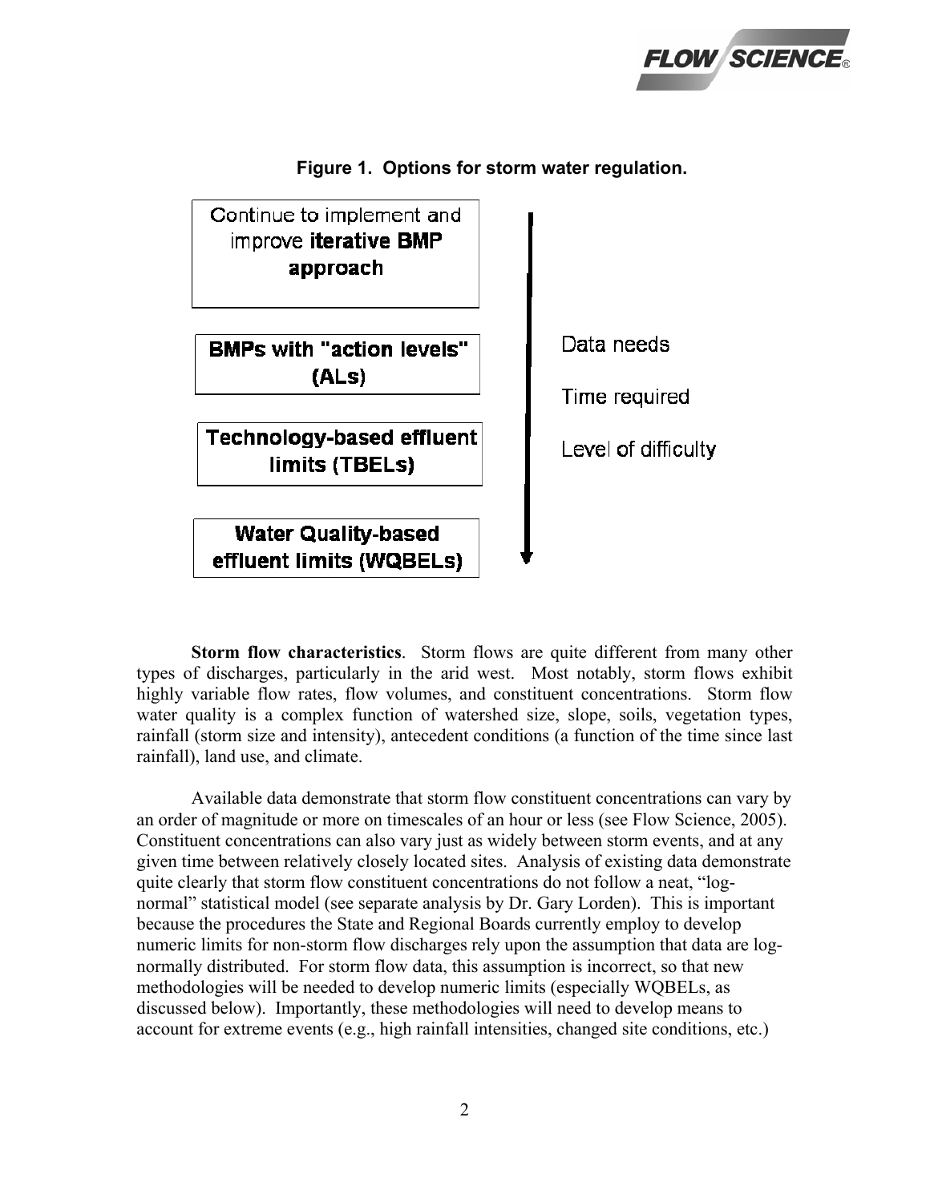**Figure 1. Options for storm water regulation.**

Continue to implement and improve **iterative BMP approach**

**BMPs with "action levels" (ALs)**

**Technology-based effluent limits (TBELs)**

**Water Quality-based effluent limits (WQBELs)**

Data needs

Time required

Level of difficulty

**Storm flow characteristics**. Storm flows are quite different from many other types of discharges, particularly in the arid west. Most notably, storm flows exhibit highly variable flow rates, flow volumes, and constituent concentrations. Storm flow water quality is a complex function of watershed size, slope, soils, vegetation types, rainfall (storm size and intensity), antecedent conditions (a function of the time since last rainfall), land use, and climate.

Available data demonstrate that storm flow constituent concentrations can vary by an order of magnitude or more on timescales of an hour or less (see Flow Science, 2005). Constituent concentrations can also vary just as widely between storm events, and at any given time between relatively closely located sites. Analysis of existing data demonstrate quite clearly that storm flow constituent concentrations do not follow a neat, "log-normal" statistical model (see separate analysis by Dr. Gary Lorden). This is important because the procedures the State and Regional Boards currently employ to develop numeric limits for non-storm flow discharges rely upon the assumption that data are log-normally distributed. For storm flow data, this assumption is incorrect, so that new methodologies will be needed to develop numeric limits (especially WQBELs, as discussed below). Importantly, these methodologies will need to develop means to account for extreme events (e.g., high rainfall intensities, changed site conditions, etc.)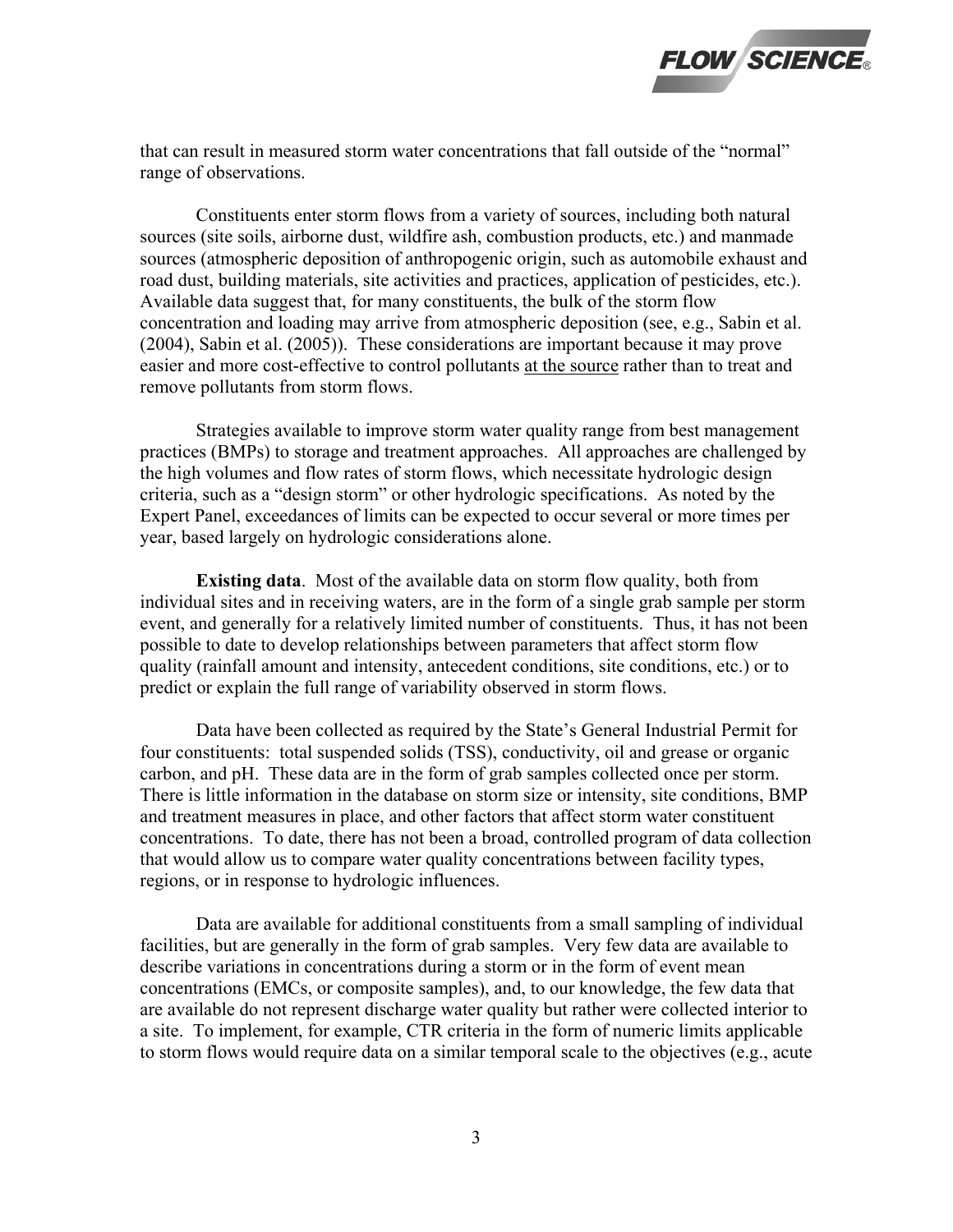that can result in measured storm water concentrations that fall outside of the "normal" range of observations.

Constituents enter storm flows from a variety of sources, including both natural sources (site soils, airborne dust, wildfire ash, combustion products, etc.) and manmade sources (atmospheric deposition of anthropogenic origin, such as automobile exhaust and road dust, building materials, site activities and practices, application of pesticides, etc.). Available data suggest that, for many constituents, the bulk of the storm flow concentration and loading may arrive from atmospheric deposition (see, e.g., Sabin et al. (2004), Sabin et al. (2005)). These considerations are important because it may prove easier and more cost-effective to control pollutants <u>at the source</u> rather than to treat and remove pollutants from storm flows.

Strategies available to improve storm water quality range from best management practices (BMPs) to storage and treatment approaches. All approaches are challenged by the high volumes and flow rates of storm flows, which necessitate hydrologic design criteria, such as a "design storm" or other hydrologic specifications. As noted by the Expert Panel, exceedances of limits can be expected to occur several or more times per year, based largely on hydrologic considerations alone.

**Existing data**. Most of the available data on storm flow quality, both from individual sites and in receiving waters, are in the form of a single grab sample per storm event, and generally for a relatively limited number of constituents. Thus, it has not been possible to date to develop relationships between parameters that affect storm flow quality (rainfall amount and intensity, antecedent conditions, site conditions, etc.) or to predict or explain the full range of variability observed in storm flows.

Data have been collected as required by the State's General Industrial Permit for four constituents: total suspended solids (TSS), conductivity, oil and grease or organic carbon, and pH. These data are in the form of grab samples collected once per storm. There is little information in the database on storm size or intensity, site conditions, BMP and treatment measures in place, and other factors that affect storm water constituent concentrations. To date, there has not been a broad, controlled program of data collection that would allow us to compare water quality concentrations between facility types, regions, or in response to hydrologic influences.

Data are available for additional constituents from a small sampling of individual facilities, but are generally in the form of grab samples. Very few data are available to describe variations in concentrations during a storm or in the form of event mean concentrations (EMCs, or composite samples), and, to our knowledge, the few data that are available do not represent discharge water quality but rather were collected interior to a site. To implement, for example, CTR criteria in the form of numeric limits applicable to storm flows would require data on a similar temporal scale to the objectives (e.g., acute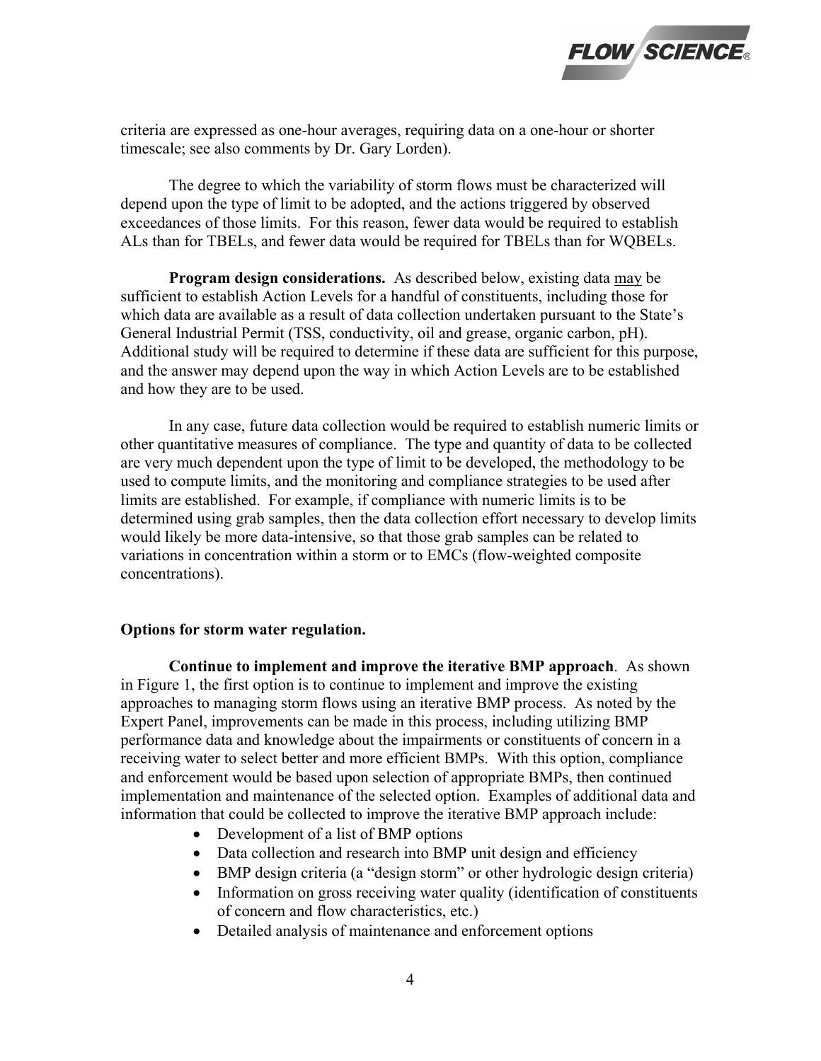criteria are expressed as one-hour averages, requiring data on a one-hour or shorter timescale; see also comments by Dr. Gary Lorden).

The degree to which the variability of storm flows must be characterized will depend upon the type of limit to be adopted, and the actions triggered by observed exceedances of those limits. For this reason, fewer data would be required to establish ALs than for TBELs, and fewer data would be required for TBELs than for WQBELs.

**Program design considerations.** As described below, existing data may be sufficient to establish Action Levels for a handful of constituents, including those for which data are available as a result of data collection undertaken pursuant to the State's General Industrial Permit (TSS, conductivity, oil and grease, organic carbon, pH). Additional study will be required to determine if these data are sufficient for this purpose, and the answer may depend upon the way in which Action Levels are to be established and how they are to be used.

In any case, future data collection would be required to establish numeric limits or other quantitative measures of compliance. The type and quantity of data to be collected are very much dependent upon the type of limit to be developed, the methodology to be used to compute limits, and the monitoring and compliance strategies to be used after limits are established. For example, if compliance with numeric limits is to be determined using grab samples, then the data collection effort necessary to develop limits would likely be more data-intensive, so that those grab samples can be related to variations in concentration within a storm or to EMCs (flow-weighted composite concentrations).

**Options for storm water regulation.**

**Continue to implement and improve the iterative BMP approach**. As shown in Figure 1, the first option is to continue to implement and improve the existing approaches to managing storm flows using an iterative BMP process. As noted by the Expert Panel, improvements can be made in this process, including utilizing BMP performance data and knowledge about the impairments or constituents of concern in a receiving water to select better and more efficient BMPs. With this option, compliance and enforcement would be based upon selection of appropriate BMPs, then continued implementation and maintenance of the selected option. Examples of additional data and information that could be collected to improve the iterative BMP approach include:

- Development of a list of BMP options
- Data collection and research into BMP unit design and efficiency
- BMP design criteria (a "design storm" or other hydrologic design criteria)
- Information on gross receiving water quality (identification of constituents of concern and flow characteristics, etc.)
- Detailed analysis of maintenance and enforcement options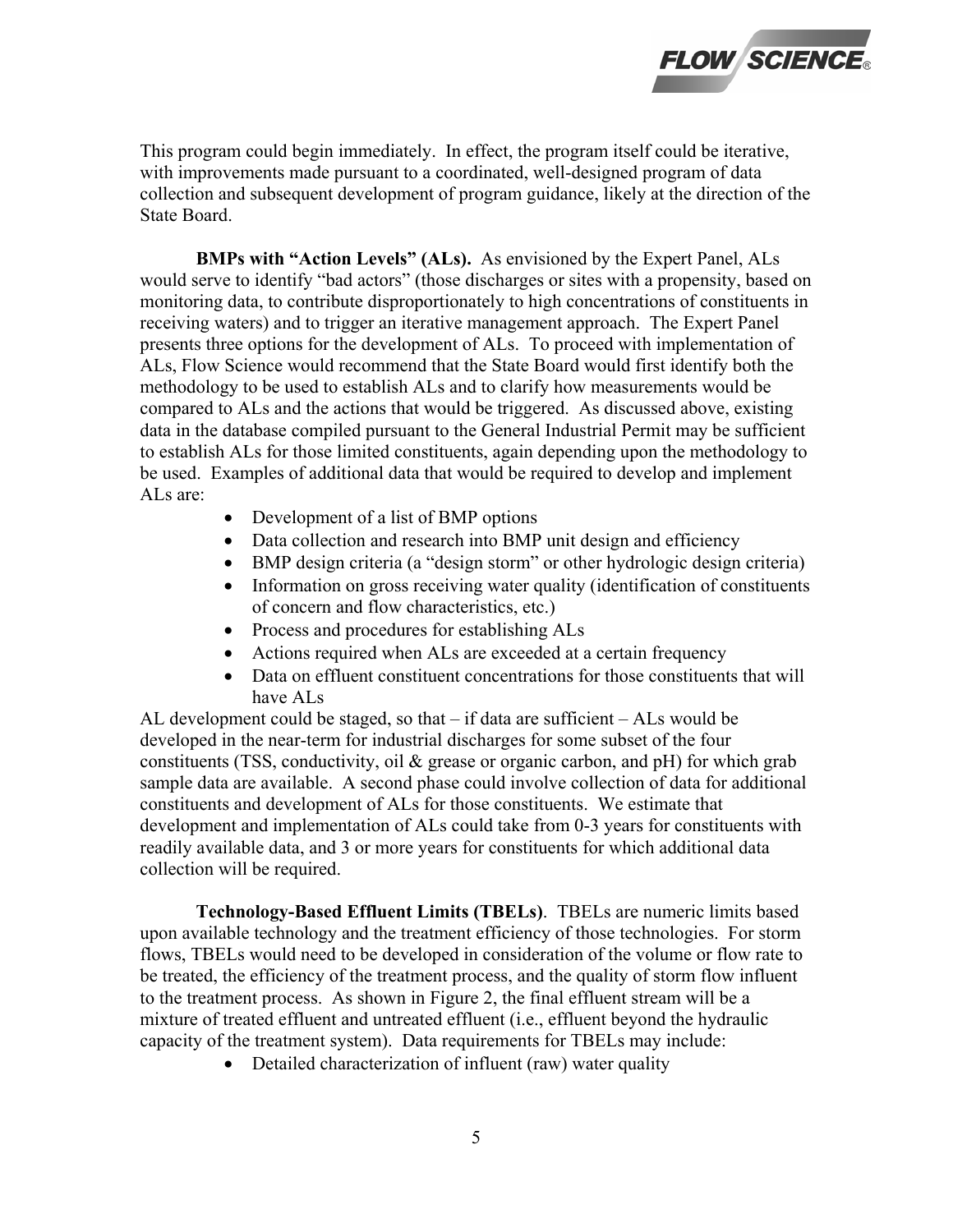This program could begin immediately. In effect, the program itself could be iterative, with improvements made pursuant to a coordinated, well-designed program of data collection and subsequent development of program guidance, likely at the direction of the State Board.

**BMPs with "Action Levels" (ALs).** As envisioned by the Expert Panel, ALs would serve to identify "bad actors" (those discharges or sites with a propensity, based on monitoring data, to contribute disproportionately to high concentrations of constituents in receiving waters) and to trigger an iterative management approach. The Expert Panel presents three options for the development of ALs. To proceed with implementation of ALs, Flow Science would recommend that the State Board would first identify both the methodology to be used to establish ALs and to clarify how measurements would be compared to ALs and the actions that would be triggered. As discussed above, existing data in the database compiled pursuant to the General Industrial Permit may be sufficient to establish ALs for those limited constituents, again depending upon the methodology to be used. Examples of additional data that would be required to develop and implement ALs are:

- Development of a list of BMP options
- Data collection and research into BMP unit design and efficiency
- BMP design criteria (a "design storm" or other hydrologic design criteria)
- Information on gross receiving water quality (identification of constituents of concern and flow characteristics, etc.)
- Process and procedures for establishing ALs
- Actions required when ALs are exceeded at a certain frequency
- Data on effluent constituent concentrations for those constituents that will have ALs

AL development could be staged, so that – if data are sufficient – ALs would be developed in the near-term for industrial discharges for some subset of the four constituents (TSS, conductivity, oil & grease or organic carbon, and pH) for which grab sample data are available. A second phase could involve collection of data for additional constituents and development of ALs for those constituents. We estimate that development and implementation of ALs could take from 0-3 years for constituents with readily available data, and 3 or more years for constituents for which additional data collection will be required.

**Technology-Based Effluent Limits (TBELs)**. TBELs are numeric limits based upon available technology and the treatment efficiency of those technologies. For storm flows, TBELs would need to be developed in consideration of the volume or flow rate to be treated, the efficiency of the treatment process, and the quality of storm flow influent to the treatment process. As shown in Figure 2, the final effluent stream will be a mixture of treated effluent and untreated effluent (i.e., effluent beyond the hydraulic capacity of the treatment system). Data requirements for TBELs may include:

- Detailed characterization of influent (raw) water quality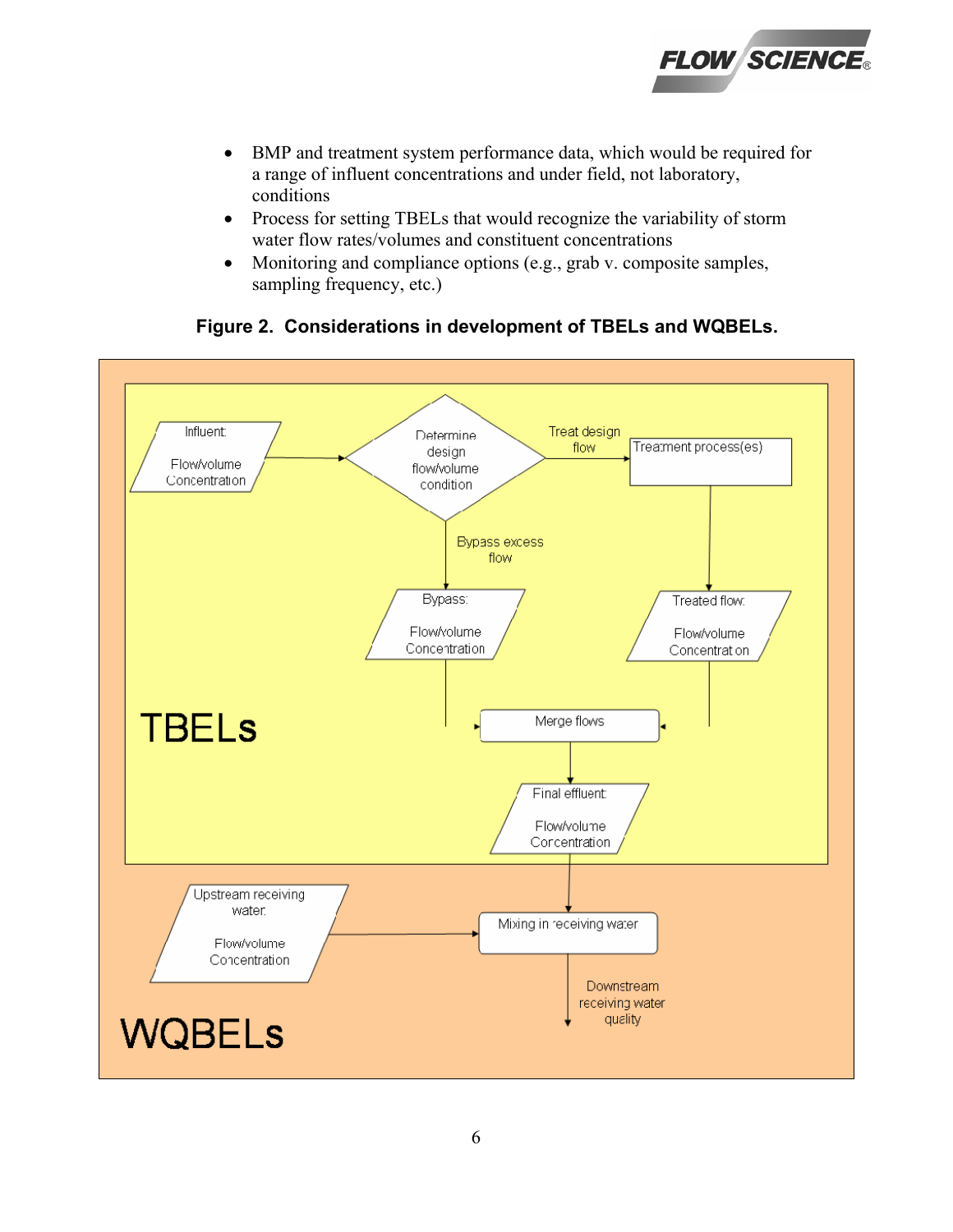- BMP and treatment system performance data, which would be required for a range of influent concentrations and under field, not laboratory, conditions
- Process for setting TBELs that would recognize the variability of storm water flow rates/volumes and constituent concentrations
- Monitoring and compliance options (e.g., grab v. composite samples, sampling frequency, etc.)

**Figure 2. Considerations in development of TBELs and WQBELs.**

Influent:

Flow/volume
Concentration

Determine design flow/volume condition

Treat design flow

Treatment process(es)

Bypass excess flow

Bypass:

Flow/volume
Concentration

Treated flow:

Flow/volume
Concentration

TBELs

Merge flows

Final effluent:

Flow/volume
Concentration

Upstream receiving water:

Flow/volume
Concentration

Mixing in receiving water

Downstream receiving water quality

WQBELs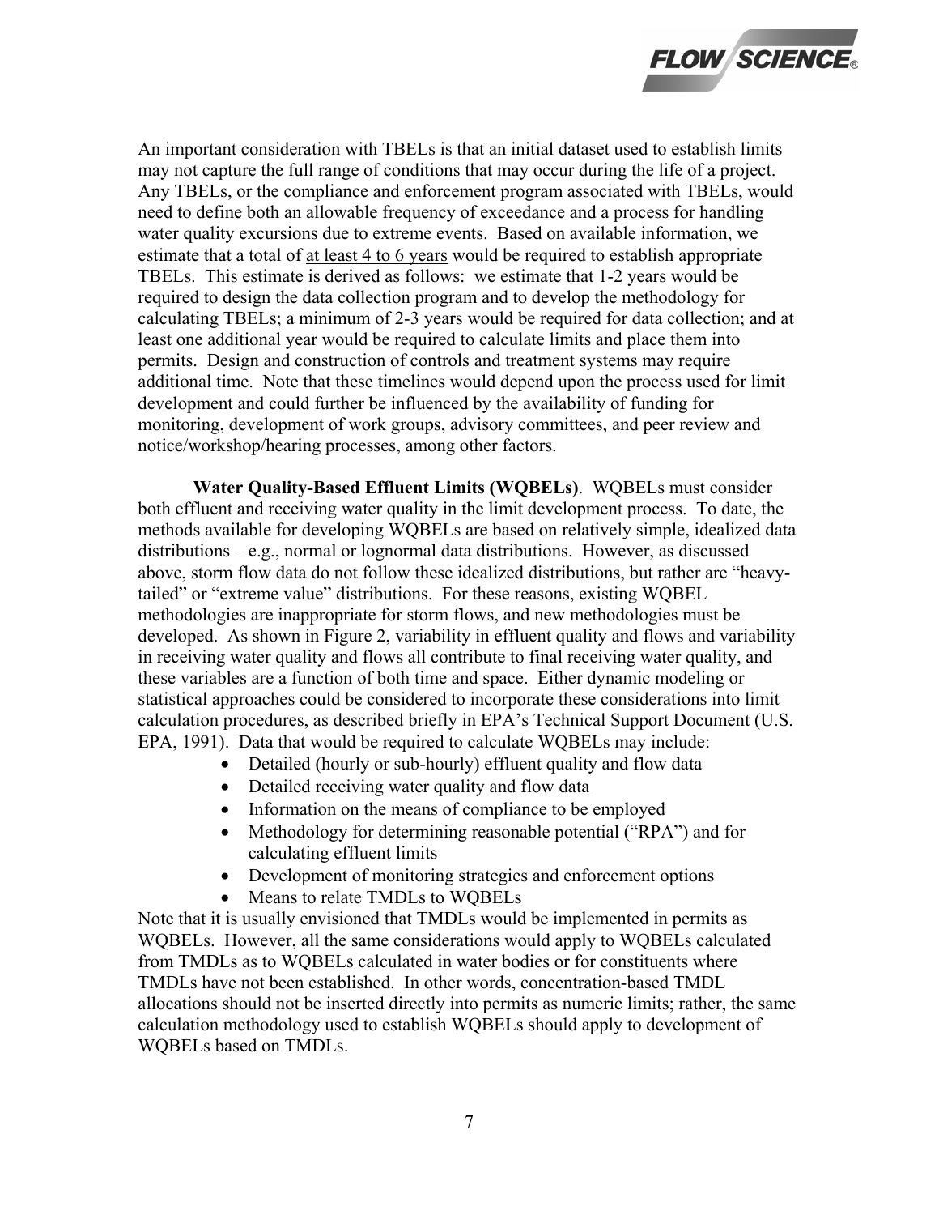An important consideration with TBELs is that an initial dataset used to establish limits may not capture the full range of conditions that may occur during the life of a project. Any TBELs, or the compliance and enforcement program associated with TBELs, would need to define both an allowable frequency of exceedance and a process for handling water quality excursions due to extreme events. Based on available information, we estimate that a total of <u>at least 4 to 6 years</u> would be required to establish appropriate TBELs. This estimate is derived as follows: we estimate that 1-2 years would be required to design the data collection program and to develop the methodology for calculating TBELs; a minimum of 2-3 years would be required for data collection; and at least one additional year would be required to calculate limits and place them into permits. Design and construction of controls and treatment systems may require additional time. Note that these timelines would depend upon the process used for limit development and could further be influenced by the availability of funding for monitoring, development of work groups, advisory committees, and peer review and notice/workshop/hearing processes, among other factors.

**Water Quality-Based Effluent Limits (WQBELs)**. WQBELs must consider both effluent and receiving water quality in the limit development process. To date, the methods available for developing WQBELs are based on relatively simple, idealized data distributions – e.g., normal or lognormal data distributions. However, as discussed above, storm flow data do not follow these idealized distributions, but rather are "heavy-tailed" or "extreme value" distributions. For these reasons, existing WQBEL methodologies are inappropriate for storm flows, and new methodologies must be developed. As shown in Figure 2, variability in effluent quality and flows and variability in receiving water quality and flows all contribute to final receiving water quality, and these variables are a function of both time and space. Either dynamic modeling or statistical approaches could be considered to incorporate these considerations into limit calculation procedures, as described briefly in EPA's Technical Support Document (U.S. EPA, 1991). Data that would be required to calculate WQBELs may include:

- Detailed (hourly or sub-hourly) effluent quality and flow data
- Detailed receiving water quality and flow data
- Information on the means of compliance to be employed
- Methodology for determining reasonable potential ("RPA") and for calculating effluent limits
- Development of monitoring strategies and enforcement options
- Means to relate TMDLs to WQBELs

Note that it is usually envisioned that TMDLs would be implemented in permits as WQBELs. However, all the same considerations would apply to WQBELs calculated from TMDLs as to WQBELs calculated in water bodies or for constituents where TMDLs have not been established. In other words, concentration-based TMDL allocations should not be inserted directly into permits as numeric limits; rather, the same calculation methodology used to establish WQBELs should apply to development of WQBELs based on TMDLs.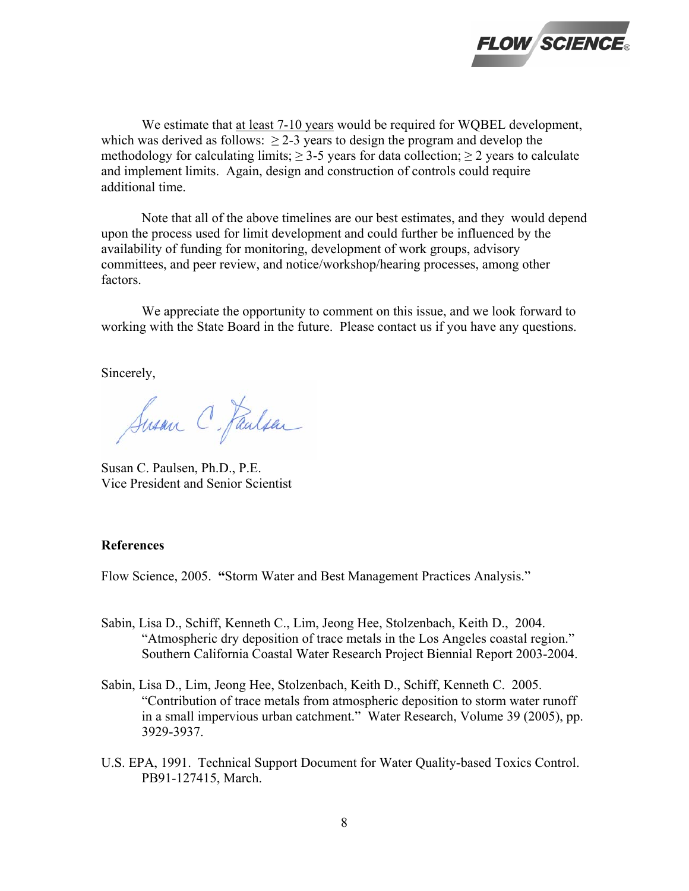We estimate that <u>at least 7-10 years</u> would be required for WQBEL development, which was derived as follows: $\geq$ 2-3 years to design the program and develop the methodology for calculating limits; $\geq$ 3-5 years for data collection; $\geq$ 2 years to calculate and implement limits. Again, design and construction of controls could require additional time.

Note that all of the above timelines are our best estimates, and they would depend upon the process used for limit development and could further be influenced by the availability of funding for monitoring, development of work groups, advisory committees, and peer review, and notice/workshop/hearing processes, among other factors.

We appreciate the opportunity to comment on this issue, and we look forward to working with the State Board in the future. Please contact us if you have any questions.

Sincerely,

Susan C. Paulsen

Susan C. Paulsen, Ph.D., P.E.
Vice President and Senior Scientist

**References**

Flow Science, 2005. **"**Storm Water and Best Management Practices Analysis."

Sabin, Lisa D., Schiff, Kenneth C., Lim, Jeong Hee, Stolzenbach, Keith D., 2004. "Atmospheric dry deposition of trace metals in the Los Angeles coastal region." Southern California Coastal Water Research Project Biennial Report 2003-2004.

Sabin, Lisa D., Lim, Jeong Hee, Stolzenbach, Keith D., Schiff, Kenneth C. 2005. "Contribution of trace metals from atmospheric deposition to storm water runoff in a small impervious urban catchment." Water Research, Volume 39 (2005), pp. 3929-3937.

U.S. EPA, 1991. Technical Support Document for Water Quality-based Toxics Control. PB91-127415, March.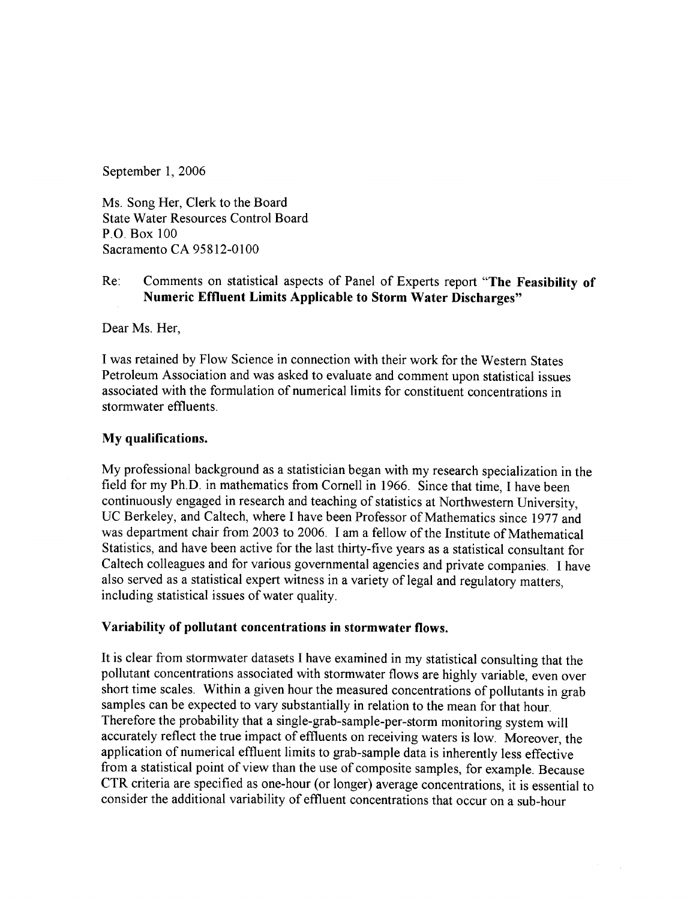September 1, 2006

Ms. Song Her, Clerk to the Board
State Water Resources Control Board
P.O. Box 100
Sacramento CA 95812-0100

Re: Comments on statistical aspects of Panel of Experts report "**The Feasibility of Numeric Effluent Limits Applicable to Storm Water Discharges**"

Dear Ms. Her,

I was retained by Flow Science in connection with their work for the Western States Petroleum Association and was asked to evaluate and comment upon statistical issues associated with the formulation of numerical limits for constituent concentrations in stormwater effluents.

**My qualifications.**

My professional background as a statistician began with my research specialization in the field for my Ph.D. in mathematics from Cornell in 1966. Since that time, I have been continuously engaged in research and teaching of statistics at Northwestern University, UC Berkeley, and Caltech, where I have been Professor of Mathematics since 1977 and was department chair from 2003 to 2006. I am a fellow of the Institute of Mathematical Statistics, and have been active for the last thirty-five years as a statistical consultant for Caltech colleagues and for various governmental agencies and private companies. I have also served as a statistical expert witness in a variety of legal and regulatory matters, including statistical issues of water quality.

**Variability of pollutant concentrations in stormwater flows.**

It is clear from stormwater datasets I have examined in my statistical consulting that the pollutant concentrations associated with stormwater flows are highly variable, even over short time scales. Within a given hour the measured concentrations of pollutants in grab samples can be expected to vary substantially in relation to the mean for that hour. Therefore the probability that a single-grab-sample-per-storm monitoring system will accurately reflect the true impact of effluents on receiving waters is low. Moreover, the application of numerical effluent limits to grab-sample data is inherently less effective from a statistical point of view than the use of composite samples, for example. Because CTR criteria are specified as one-hour (or longer) average concentrations, it is essential to consider the additional variability of effluent concentrations that occur on a sub-hour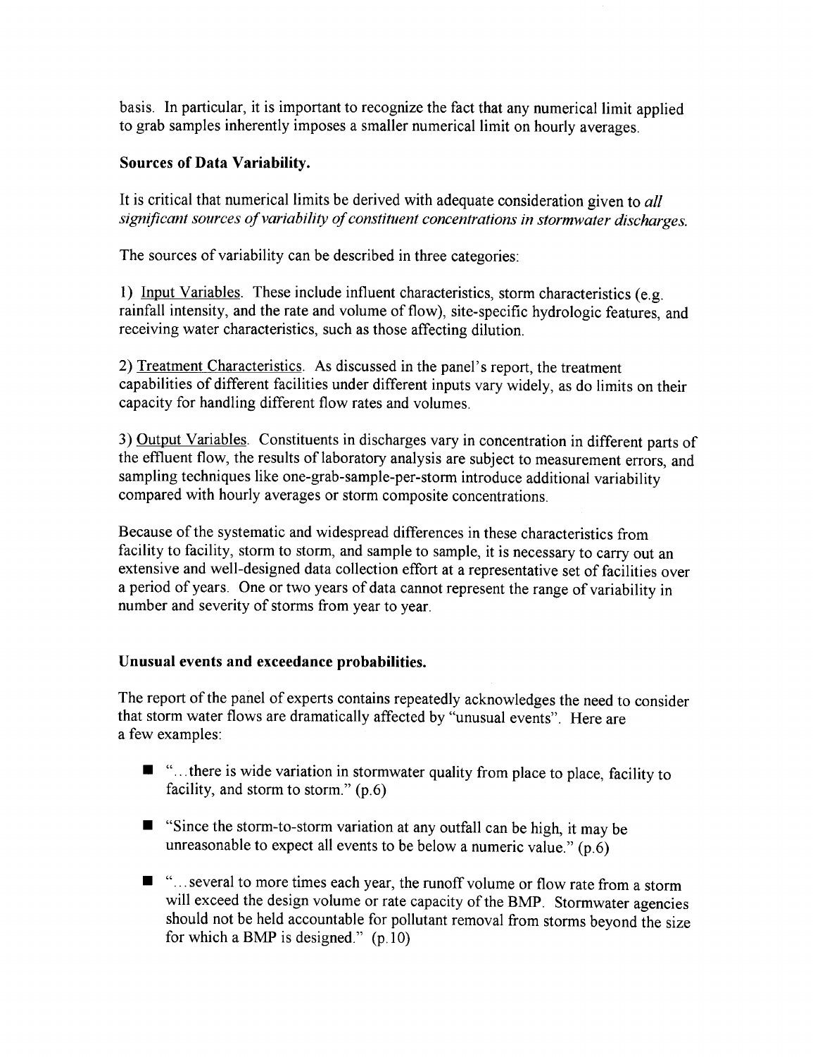basis. In particular, it is important to recognize the fact that any numerical limit applied to grab samples inherently imposes a smaller numerical limit on hourly averages.

**Sources of Data Variability.**

It is critical that numerical limits be derived with adequate consideration given to *all significant sources of variability of constituent concentrations in stormwater discharges.*

The sources of variability can be described in three categories:

1) Input Variables. These include influent characteristics, storm characteristics (e.g. rainfall intensity, and the rate and volume of flow), site-specific hydrologic features, and receiving water characteristics, such as those affecting dilution.

2) Treatment Characteristics. As discussed in the panel's report, the treatment capabilities of different facilities under different inputs vary widely, as do limits on their capacity for handling different flow rates and volumes.

3) Output Variables. Constituents in discharges vary in concentration in different parts of the effluent flow, the results of laboratory analysis are subject to measurement errors, and sampling techniques like one-grab-sample-per-storm introduce additional variability compared with hourly averages or storm composite concentrations.

Because of the systematic and widespread differences in these characteristics from facility to facility, storm to storm, and sample to sample, it is necessary to carry out an extensive and well-designed data collection effort at a representative set of facilities over a period of years. One or two years of data cannot represent the range of variability in number and severity of storms from year to year.

**Unusual events and exceedance probabilities.**

The report of the panel of experts contains repeatedly acknowledges the need to consider that storm water flows are dramatically affected by "unusual events". Here are a few examples:

- "...there is wide variation in stormwater quality from place to place, facility to facility, and storm to storm." (p.6)
- "Since the storm-to-storm variation at any outfall can be high, it may be unreasonable to expect all events to be below a numeric value." (p.6)
- "...several to more times each year, the runoff volume or flow rate from a storm will exceed the design volume or rate capacity of the BMP. Stormwater agencies should not be held accountable for pollutant removal from storms beyond the size for which a BMP is designed." (p.10)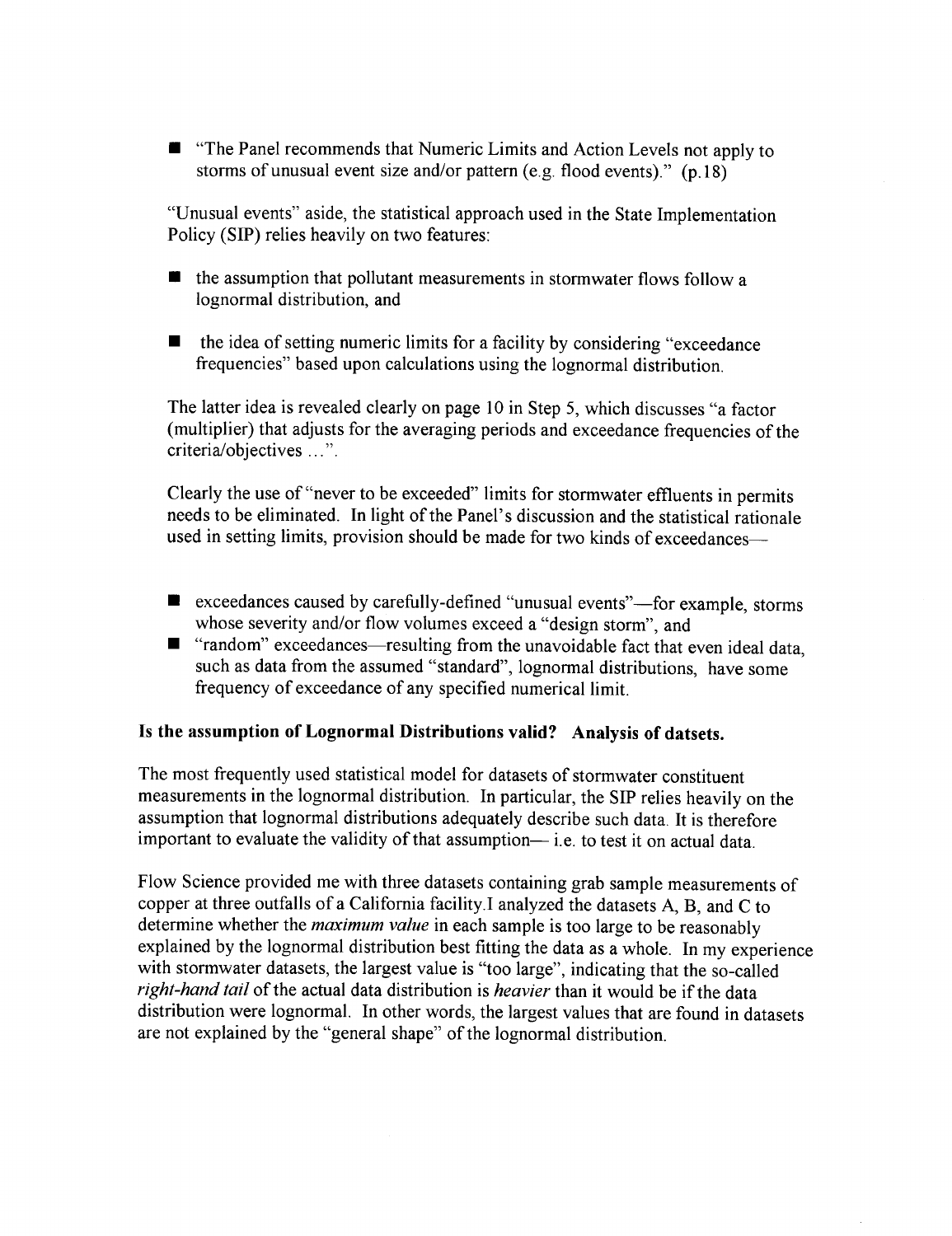- "The Panel recommends that Numeric Limits and Action Levels not apply to storms of unusual event size and/or pattern (e.g. flood events)." (p.18)

"Unusual events" aside, the statistical approach used in the State Implementation Policy (SIP) relies heavily on two features:

- the assumption that pollutant measurements in stormwater flows follow a lognormal distribution, and
- the idea of setting numeric limits for a facility by considering "exceedance frequencies" based upon calculations using the lognormal distribution.

The latter idea is revealed clearly on page 10 in Step 5, which discusses "a factor (multiplier) that adjusts for the averaging periods and exceedance frequencies of the criteria/objectives ...".

Clearly the use of "never to be exceeded" limits for stormwater effluents in permits needs to be eliminated. In light of the Panel's discussion and the statistical rationale used in setting limits, provision should be made for two kinds of exceedances—

- exceedances caused by carefully-defined "unusual events"—for example, storms whose severity and/or flow volumes exceed a "design storm", and
- "random" exceedances—resulting from the unavoidable fact that even ideal data, such as data from the assumed "standard", lognormal distributions, have some frequency of exceedance of any specified numerical limit.

### Is the assumption of Lognormal Distributions valid? Analysis of datsets.

The most frequently used statistical model for datasets of stormwater constituent measurements in the lognormal distribution. In particular, the SIP relies heavily on the assumption that lognormal distributions adequately describe such data. It is therefore important to evaluate the validity of that assumption— i.e. to test it on actual data.

Flow Science provided me with three datasets containing grab sample measurements of copper at three outfalls of a California facility.I analyzed the datasets A, B, and C to determine whether the *maximum value* in each sample is too large to be reasonably explained by the lognormal distribution best fitting the data as a whole. In my experience with stormwater datasets, the largest value is "too large", indicating that the so-called *right-hand tail* of the actual data distribution is *heavier* than it would be if the data distribution were lognormal. In other words, the largest values that are found in datasets are not explained by the "general shape" of the lognormal distribution.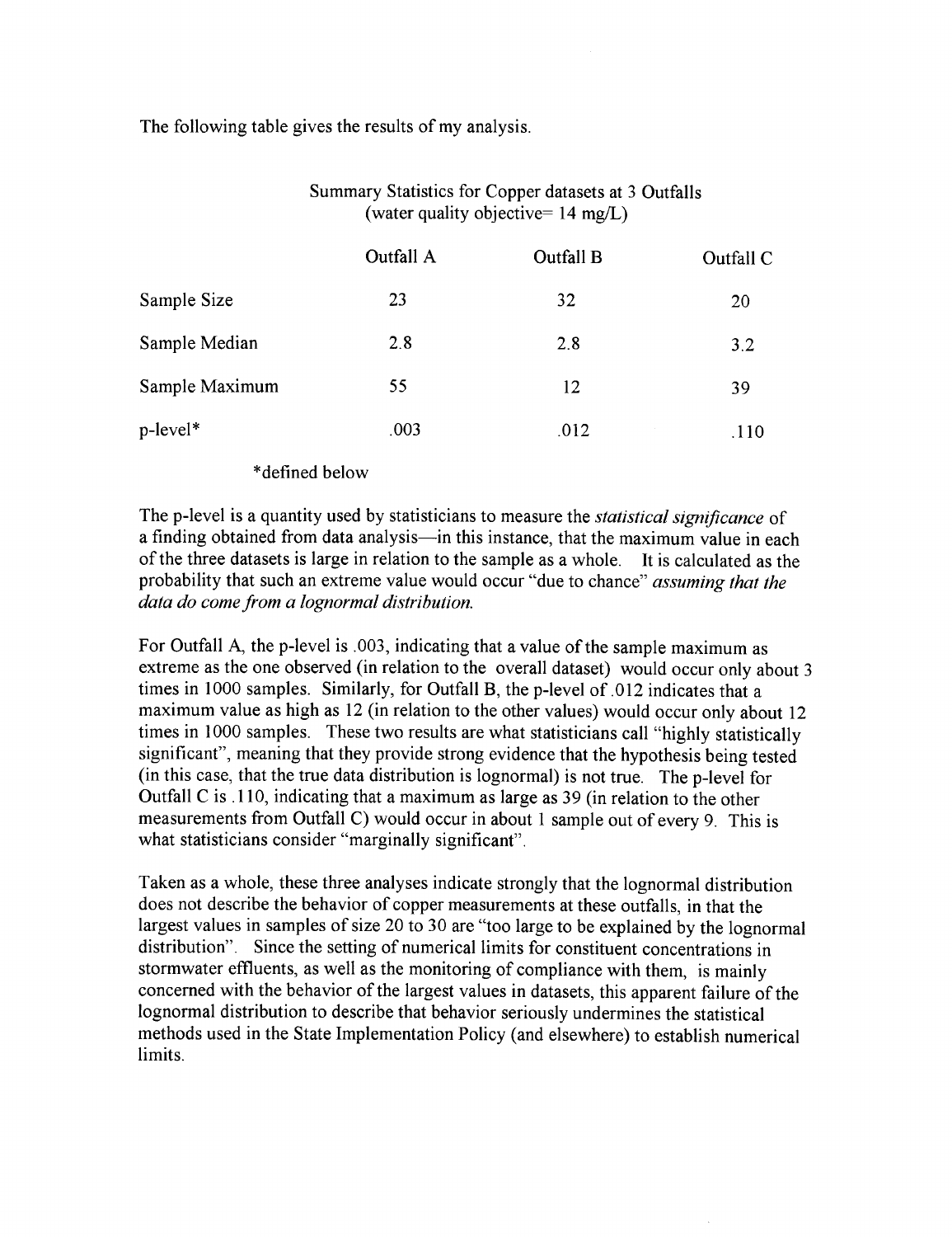The following table gives the results of my analysis.

Summary Statistics for Copper datasets at 3 Outfalls
(water quality objective= 14 mg/L)

| | Outfall A | Outfall B | Outfall C |
|---|---|---|---|
| Sample Size | 23 | 32 | 20 |
| Sample Median | 2.8 | 2.8 | 3.2 |
| Sample Maximum | 55 | 12 | 39 |
| p-level* | .003 | .012 | .110 |

*defined below

The p-level is a quantity used by statisticians to measure the *statistical significance* of a finding obtained from data analysis—in this instance, that the maximum value in each of the three datasets is large in relation to the sample as a whole. It is calculated as the probability that such an extreme value would occur "due to chance" *assuming that the data do come from a lognormal distribution.*

For Outfall A, the p-level is .003, indicating that a value of the sample maximum as extreme as the one observed (in relation to the overall dataset) would occur only about 3 times in 1000 samples. Similarly, for Outfall B, the p-level of .012 indicates that a maximum value as high as 12 (in relation to the other values) would occur only about 12 times in 1000 samples. These two results are what statisticians call "highly statistically significant", meaning that they provide strong evidence that the hypothesis being tested (in this case, that the true data distribution is lognormal) is not true. The p-level for Outfall C is .110, indicating that a maximum as large as 39 (in relation to the other measurements from Outfall C) would occur in about 1 sample out of every 9. This is what statisticians consider "marginally significant".

Taken as a whole, these three analyses indicate strongly that the lognormal distribution does not describe the behavior of copper measurements at these outfalls, in that the largest values in samples of size 20 to 30 are "too large to be explained by the lognormal distribution". Since the setting of numerical limits for constituent concentrations in stormwater effluents, as well as the monitoring of compliance with them, is mainly concerned with the behavior of the largest values in datasets, this apparent failure of the lognormal distribution to describe that behavior seriously undermines the statistical methods used in the State Implementation Policy (and elsewhere) to establish numerical limits.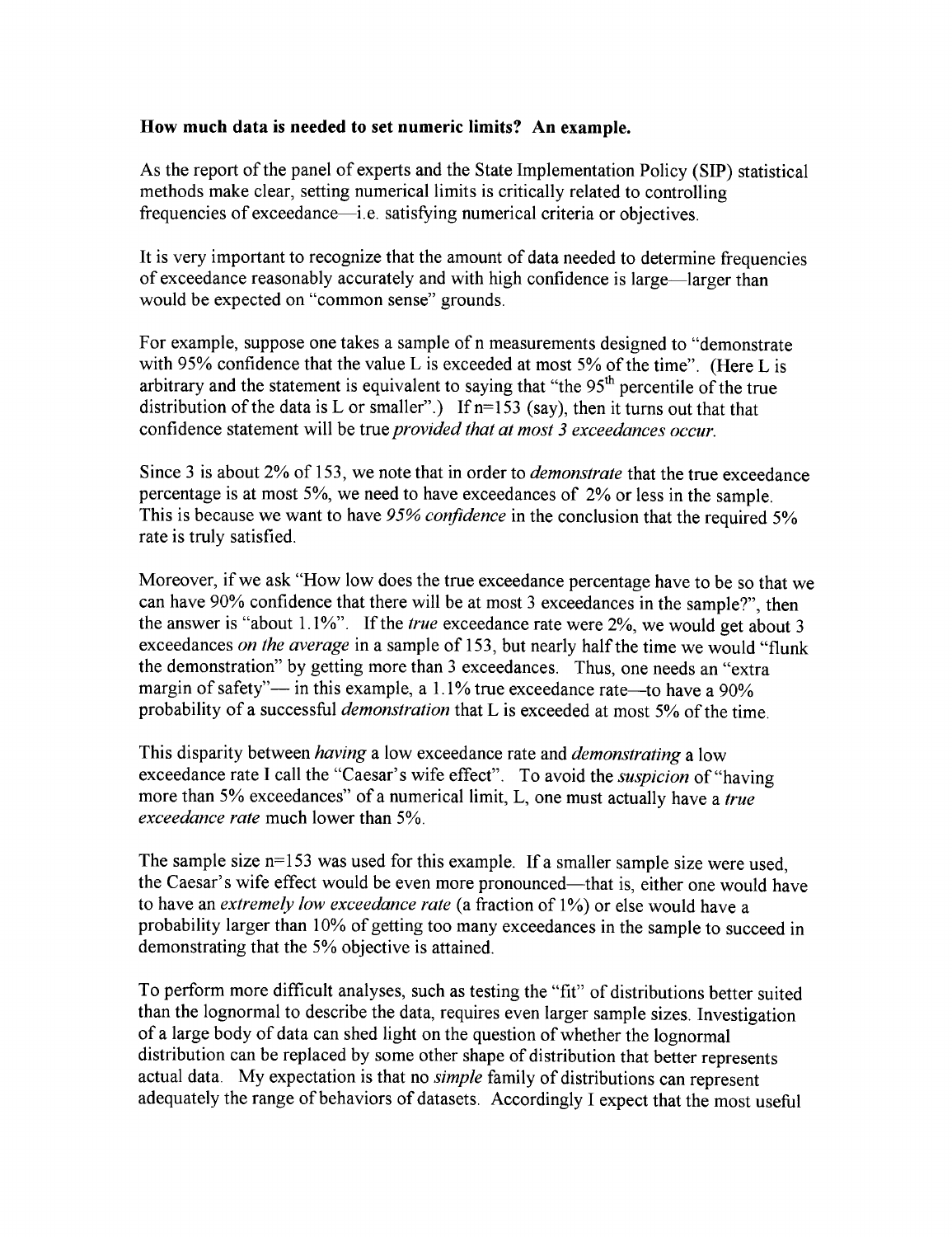**How much data is needed to set numeric limits? An example.**

As the report of the panel of experts and the State Implementation Policy (SIP) statistical methods make clear, setting numerical limits is critically related to controlling frequencies of exceedance—i.e. satisfying numerical criteria or objectives.

It is very important to recognize that the amount of data needed to determine frequencies of exceedance reasonably accurately and with high confidence is large—larger than would be expected on "common sense" grounds.

For example, suppose one takes a sample of n measurements designed to "demonstrate with 95% confidence that the value L is exceeded at most 5% of the time". (Here L is arbitrary and the statement is equivalent to saying that "the 95th percentile of the true distribution of the data is L or smaller".) If n=153 (say), then it turns out that that confidence statement will be true *provided that at most 3 exceedances occur.*

Since 3 is about 2% of 153, we note that in order to *demonstrate* that the true exceedance percentage is at most 5%, we need to have exceedances of 2% or less in the sample. This is because we want to have *95% confidence* in the conclusion that the required 5% rate is truly satisfied.

Moreover, if we ask "How low does the true exceedance percentage have to be so that we can have 90% confidence that there will be at most 3 exceedances in the sample?", then the answer is "about 1.1%". If the *true* exceedance rate were 2%, we would get about 3 exceedances *on the average* in a sample of 153, but nearly half the time we would "flunk the demonstration" by getting more than 3 exceedances. Thus, one needs an "extra margin of safety"— in this example, a 1.1% true exceedance rate—to have a 90% probability of a successful *demonstration* that L is exceeded at most 5% of the time.

This disparity between *having* a low exceedance rate and *demonstrating* a low exceedance rate I call the "Caesar's wife effect". To avoid the *suspicion* of "having more than 5% exceedances" of a numerical limit, L, one must actually have a *true exceedance rate* much lower than 5%.

The sample size n=153 was used for this example. If a smaller sample size were used, the Caesar's wife effect would be even more pronounced—that is, either one would have to have an *extremely low exceedance rate* (a fraction of 1%) or else would have a probability larger than 10% of getting too many exceedances in the sample to succeed in demonstrating that the 5% objective is attained.

To perform more difficult analyses, such as testing the "fit" of distributions better suited than the lognormal to describe the data, requires even larger sample sizes. Investigation of a large body of data can shed light on the question of whether the lognormal distribution can be replaced by some other shape of distribution that better represents actual data. My expectation is that no *simple* family of distributions can represent adequately the range of behaviors of datasets. Accordingly I expect that the most useful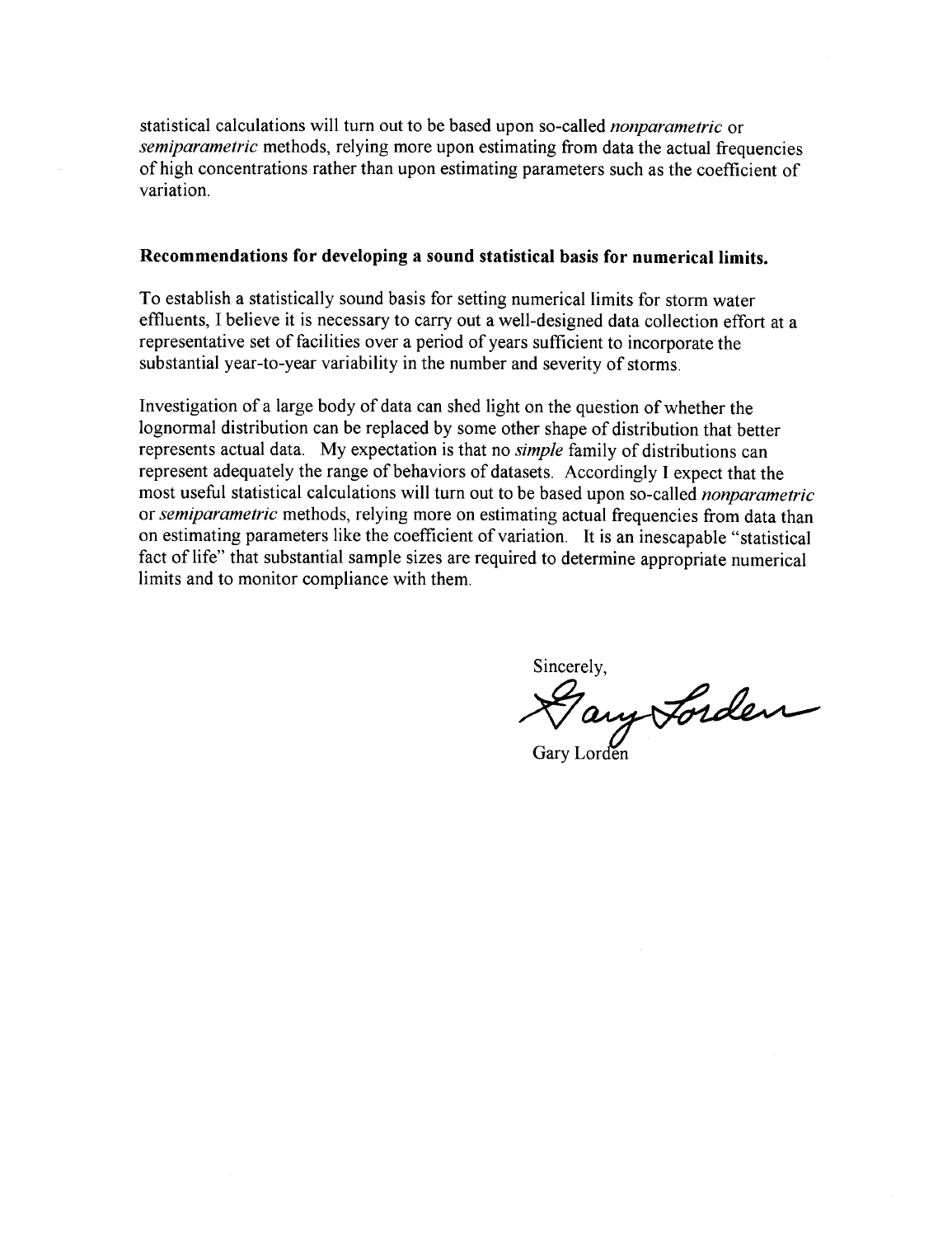statistical calculations will turn out to be based upon so-called *nonparametric* or *semiparametric* methods, relying more upon estimating from data the actual frequencies of high concentrations rather than upon estimating parameters such as the coefficient of variation.

**Recommendations for developing a sound statistical basis for numerical limits.**

To establish a statistically sound basis for setting numerical limits for storm water effluents, I believe it is necessary to carry out a well-designed data collection effort at a representative set of facilities over a period of years sufficient to incorporate the substantial year-to-year variability in the number and severity of storms.

Investigation of a large body of data can shed light on the question of whether the lognormal distribution can be replaced by some other shape of distribution that better represents actual data. My expectation is that no *simple* family of distributions can represent adequately the range of behaviors of datasets. Accordingly I expect that the most useful statistical calculations will turn out to be based upon so-called *nonparametric* or *semiparametric* methods, relying more on estimating actual frequencies from data than on estimating parameters like the coefficient of variation. It is an inescapable "statistical fact of life" that substantial sample sizes are required to determine appropriate numerical limits and to monitor compliance with them.

Sincerely,

Gary Lorden

Gary Lorden